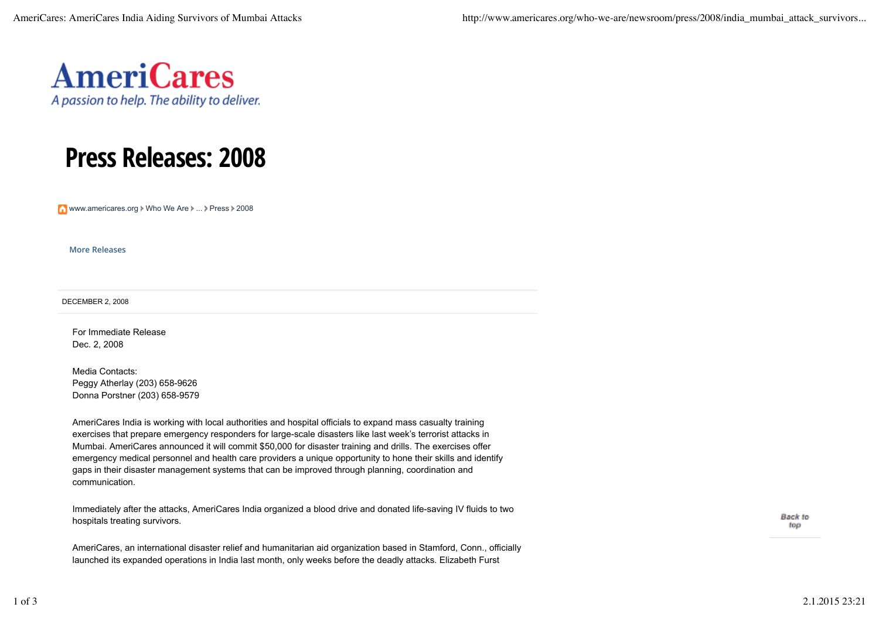AmeriCares

*A passion to help. The ability to deliver.*

# Press Releases: 2008

www.americares.org › Who We Are › ... › Press › 2008

More Releases

DECEMBER 2, 2008

For Immediate Release
Dec. 2, 2008

Media Contacts:
Peggy Atherlay (203) 658-9626
Donna Porstner (203) 658-9579

AmeriCares India is working with local authorities and hospital officials to expand mass casualty training exercises that prepare emergency responders for large-scale disasters like last week's terrorist attacks in Mumbai. AmeriCares announced it will commit $50,000 for disaster training and drills. The exercises offer emergency medical personnel and health care providers a unique opportunity to hone their skills and identify gaps in their disaster management systems that can be improved through planning, coordination and communication.

Immediately after the attacks, AmeriCares India organized a blood drive and donated life-saving IV fluids to two hospitals treating survivors.

AmeriCares, an international disaster relief and humanitarian aid organization based in Stamford, Conn., officially launched its expanded operations in India last month, only weeks before the deadly attacks. Elizabeth Furst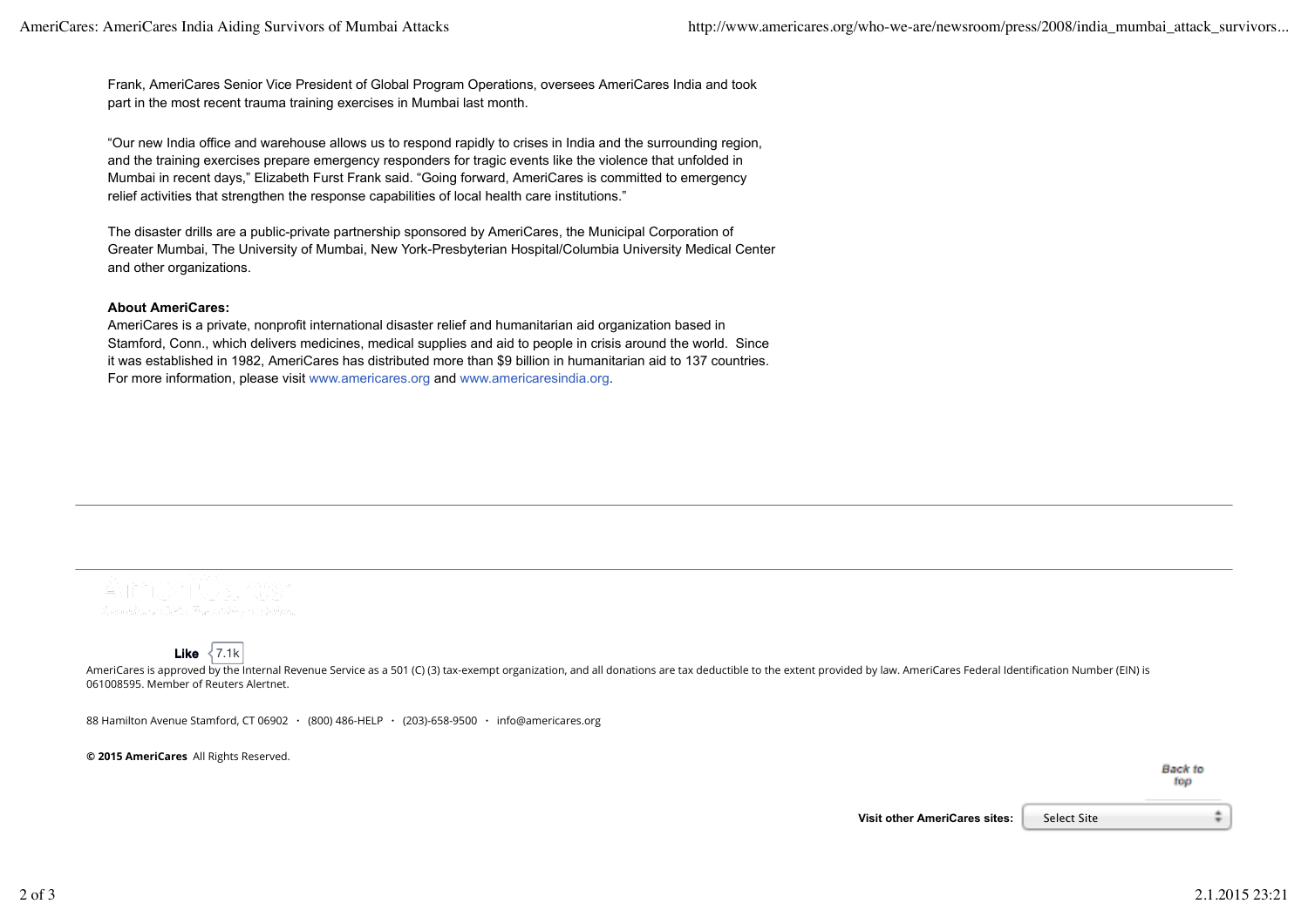Frank, AmeriCares Senior Vice President of Global Program Operations, oversees AmeriCares India and took part in the most recent trauma training exercises in Mumbai last month.

“Our new India office and warehouse allows us to respond rapidly to crises in India and the surrounding region, and the training exercises prepare emergency responders for tragic events like the violence that unfolded in Mumbai in recent days,” Elizabeth Furst Frank said. “Going forward, AmeriCares is committed to emergency relief activities that strengthen the response capabilities of local health care institutions.”

The disaster drills are a public-private partnership sponsored by AmeriCares, the Municipal Corporation of Greater Mumbai, The University of Mumbai, New York-Presbyterian Hospital/Columbia University Medical Center and other organizations.

**About AmeriCares:**
AmeriCares is a private, nonprofit international disaster relief and humanitarian aid organization based in Stamford, Conn., which delivers medicines, medical supplies and aid to people in crisis around the world. Since it was established in 1982, AmeriCares has distributed more than $9 billion in humanitarian aid to 137 countries. For more information, please visit www.americares.org and www.americaresindia.org.

---

---

**Like** 7.1k

AmeriCares is approved by the Internal Revenue Service as a 501 (C) (3) tax-exempt organization, and all donations are tax deductible to the extent provided by law. AmeriCares Federal Identification Number (EIN) is 061008595. Member of Reuters Alertnet.

88 Hamilton Avenue Stamford, CT 06902 · (800) 486-HELP · (203)-658-9500 · info@americares.org

**© 2015 AmeriCares** All Rights Reserved.

Back to top

**Visit other AmeriCares sites:** Select Site